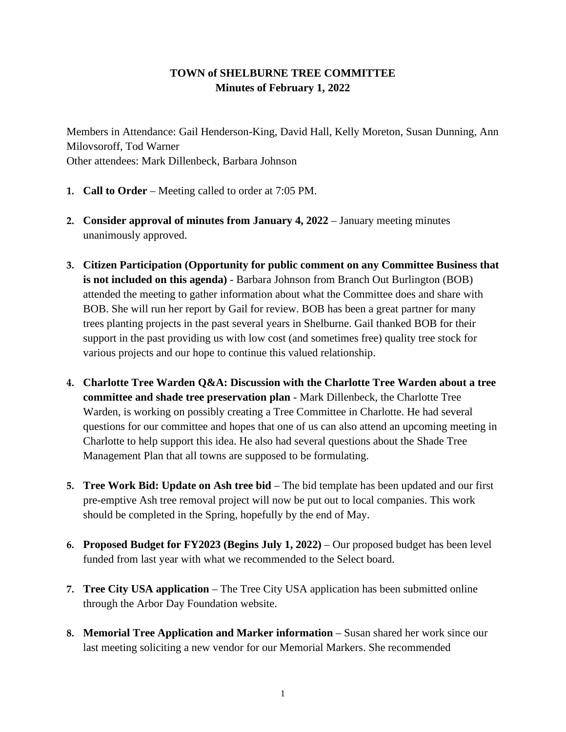# TOWN of SHELBURNE TREE COMMITTEE
## Minutes of February 1, 2022

Members in Attendance: Gail Henderson-King, David Hall, Kelly Moreton, Susan Dunning, Ann Milovsoroff, Tod Warner
Other attendees: Mark Dillenbeck, Barbara Johnson

1. **Call to Order** – Meeting called to order at 7:05 PM.

2. **Consider approval of minutes from January 4, 2022** – January meeting minutes unanimously approved.

3. **Citizen Participation (Opportunity for public comment on any Committee Business that is not included on this agenda)** - Barbara Johnson from Branch Out Burlington (BOB) attended the meeting to gather information about what the Committee does and share with BOB. She will run her report by Gail for review. BOB has been a great partner for many trees planting projects in the past several years in Shelburne. Gail thanked BOB for their support in the past providing us with low cost (and sometimes free) quality tree stock for various projects and our hope to continue this valued relationship.

4. **Charlotte Tree Warden Q&A: Discussion with the Charlotte Tree Warden about a tree committee and shade tree preservation plan** - Mark Dillenbeck, the Charlotte Tree Warden, is working on possibly creating a Tree Committee in Charlotte. He had several questions for our committee and hopes that one of us can also attend an upcoming meeting in Charlotte to help support this idea. He also had several questions about the Shade Tree Management Plan that all towns are supposed to be formulating.

5. **Tree Work Bid: Update on Ash tree bid** – The bid template has been updated and our first pre-emptive Ash tree removal project will now be put out to local companies. This work should be completed in the Spring, hopefully by the end of May.

6. **Proposed Budget for FY2023 (Begins July 1, 2022)** – Our proposed budget has been level funded from last year with what we recommended to the Select board.

7. **Tree City USA application** – The Tree City USA application has been submitted online through the Arbor Day Foundation website.

8. **Memorial Tree Application and Marker information** – Susan shared her work since our last meeting soliciting a new vendor for our Memorial Markers. She recommended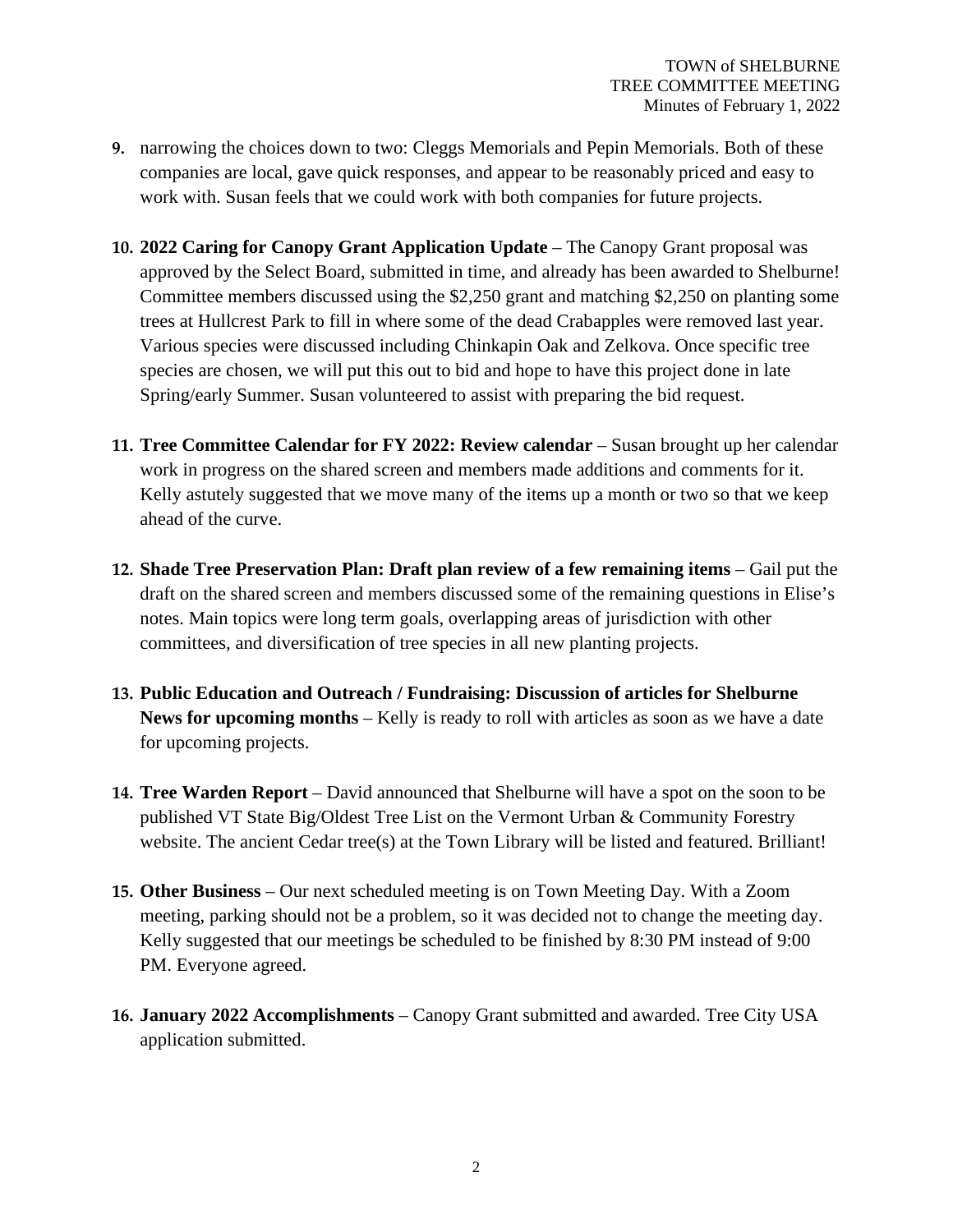9. narrowing the choices down to two: Cleggs Memorials and Pepin Memorials. Both of these companies are local, gave quick responses, and appear to be reasonably priced and easy to work with. Susan feels that we could work with both companies for future projects.

10. **2022 Caring for Canopy Grant Application Update** – The Canopy Grant proposal was approved by the Select Board, submitted in time, and already has been awarded to Shelburne! Committee members discussed using the $2,250 grant and matching $2,250 on planting some trees at Hullcrest Park to fill in where some of the dead Crabapples were removed last year. Various species were discussed including Chinkapin Oak and Zelkova. Once specific tree species are chosen, we will put this out to bid and hope to have this project done in late Spring/early Summer. Susan volunteered to assist with preparing the bid request.

11. **Tree Committee Calendar for FY 2022: Review calendar** – Susan brought up her calendar work in progress on the shared screen and members made additions and comments for it. Kelly astutely suggested that we move many of the items up a month or two so that we keep ahead of the curve.

12. **Shade Tree Preservation Plan: Draft plan review of a few remaining items** – Gail put the draft on the shared screen and members discussed some of the remaining questions in Elise's notes. Main topics were long term goals, overlapping areas of jurisdiction with other committees, and diversification of tree species in all new planting projects.

13. **Public Education and Outreach / Fundraising: Discussion of articles for Shelburne News for upcoming months** – Kelly is ready to roll with articles as soon as we have a date for upcoming projects.

14. **Tree Warden Report** – David announced that Shelburne will have a spot on the soon to be published VT State Big/Oldest Tree List on the Vermont Urban & Community Forestry website. The ancient Cedar tree(s) at the Town Library will be listed and featured. Brilliant!

15. **Other Business** – Our next scheduled meeting is on Town Meeting Day. With a Zoom meeting, parking should not be a problem, so it was decided not to change the meeting day. Kelly suggested that our meetings be scheduled to be finished by 8:30 PM instead of 9:00 PM. Everyone agreed.

16. **January 2022 Accomplishments** – Canopy Grant submitted and awarded. Tree City USA application submitted.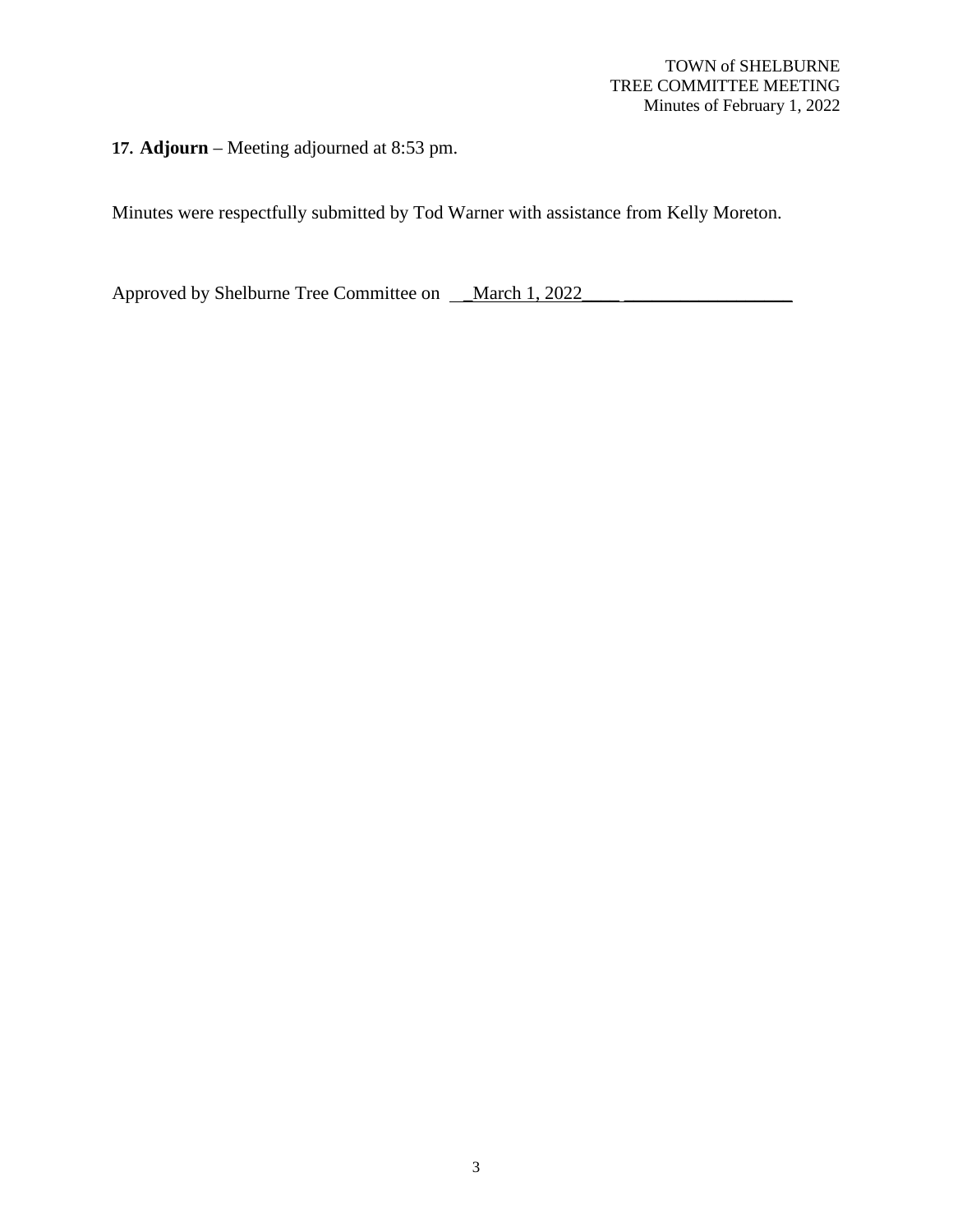**17. Adjourn** – Meeting adjourned at 8:53 pm.

Minutes were respectfully submitted by Tod Warner with assistance from Kelly Moreton.

Approved by Shelburne Tree Committee on __March 1, 2022____ __________________